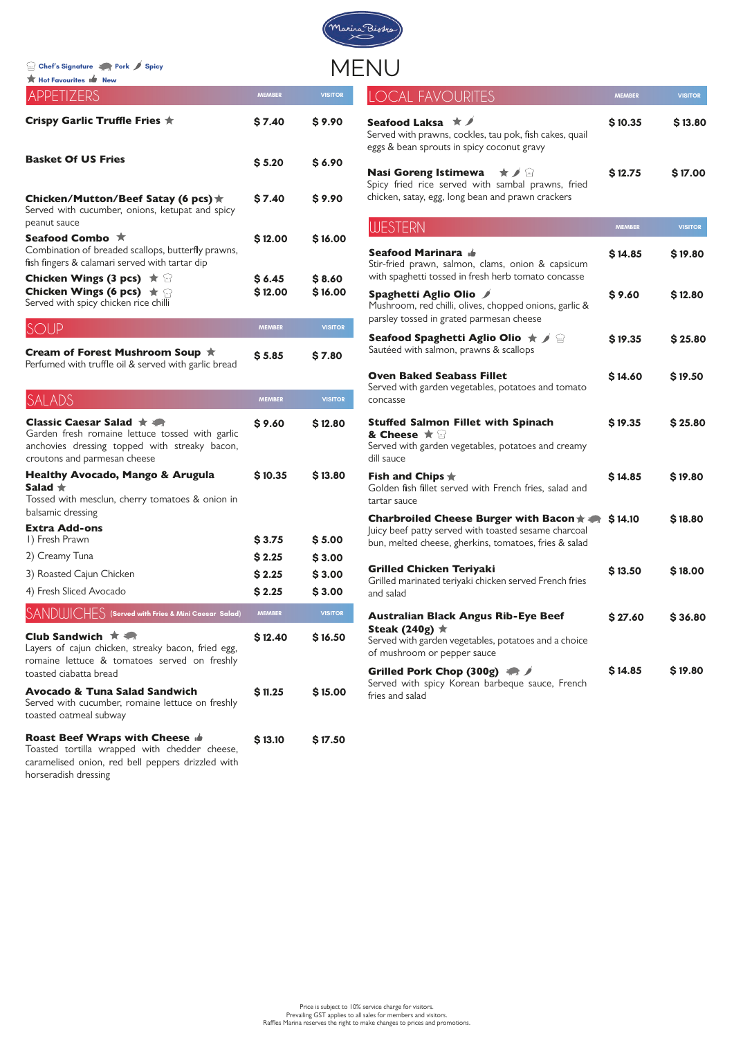Marina Bistro

# MENU

Chef's Signature | Pork | Spicy | Hot Favourites | New

## APPETIZERS

| | MEMBER | VISITOR |
|---|---|---|
| **Crispy Garlic Truffle Fries** ★ | $ 7.40 | $ 9.90 |
| **Basket Of US Fries** | $ 5.20 | $ 6.90 |
| **Chicken/Mutton/Beef Satay (6 pcs)** ★<br>Served with cucumber, onions, ketupat and spicy peanut sauce | $ 7.40 | $ 9.90 |
| **Seafood Combo** ★<br>Combination of breaded scallops, butterfly prawns, fish fingers & calamari served with tartar dip | $ 12.00 | $ 16.00 |
| **Chicken Wings (3 pcs)** ★ | $ 6.45 | $ 8.60 |
| **Chicken Wings (6 pcs)** ★<br>Served with spicy chicken rice chilli | $ 12.00 | $ 16.00 |

## SOUP

| | MEMBER | VISITOR |
|---|---|---|
| **Cream of Forest Mushroom Soup** ★<br>Perfumed with truffle oil & served with garlic bread | $ 5.85 | $ 7.80 |

## SALADS

| | MEMBER | VISITOR |
|---|---|---|
| **Classic Caesar Salad** ★<br>Garden fresh romaine lettuce tossed with garlic anchovies dressing topped with streaky bacon, croutons and parmesan cheese | $ 9.60 | $ 12.80 |
| **Healthy Avocado, Mango & Arugula Salad** ★<br>Tossed with mesclun, cherry tomatoes & onion in balsamic dressing | $ 10.35 | $ 13.80 |
| **Extra Add-ons** | | |
| 1) Fresh Prawn | $ 3.75 | $ 5.00 |
| 2) Creamy Tuna | $ 2.25 | $ 3.00 |
| 3) Roasted Cajun Chicken | $ 2.25 | $ 3.00 |
| 4) Fresh Sliced Avocado | $ 2.25 | $ 3.00 |

## SANDWICHES (Served with Fries & Mini Caesar Salad)

| | MEMBER | VISITOR |
|---|---|---|
| **Club Sandwich** ★<br>Layers of cajun chicken, streaky bacon, fried egg, romaine lettuce & tomatoes served on freshly toasted ciabatta bread | $ 12.40 | $ 16.50 |
| **Avocado & Tuna Salad Sandwich**<br>Served with cucumber, romaine lettuce on freshly toasted oatmeal subway | $ 11.25 | $ 15.00 |
| **Roast Beef Wraps with Cheese**<br>Toasted tortilla wrapped with cheddar cheese, caramelised onion, red bell peppers drizzled with horseradish dressing | $ 13.10 | $ 17.50 |

## LOCAL FAVOURITES

| | MEMBER | VISITOR |
|---|---|---|
| **Seafood Laksa** ★<br>Served with prawns, cockles, tau pok, fish cakes, quail eggs & bean sprouts in spicy coconut gravy | $ 10.35 | $ 13.80 |
| **Nasi Goreng Istimewa** ★<br>Spicy fried rice served with sambal prawns, fried chicken, satay, egg, long bean and prawn crackers | $ 12.75 | $ 17.00 |

## WESTERN

| | MEMBER | VISITOR |
|---|---|---|
| **Seafood Marinara**<br>Stir-fried prawn, salmon, clams, onion & capsicum with spaghetti tossed in fresh herb tomato concasse | $ 14.85 | $ 19.80 |
| **Spaghetti Aglio Olio**<br>Mushroom, red chilli, olives, chopped onions, garlic & parsley tossed in grated parmesan cheese | $ 9.60 | $ 12.80 |
| **Seafood Spaghetti Aglio Olio** ★<br>Sautéed with salmon, prawns & scallops | $ 19.35 | $ 25.80 |
| **Oven Baked Seabass Fillet**<br>Served with garden vegetables, potatoes and tomato concasse | $ 14.60 | $ 19.50 |
| **Stuffed Salmon Fillet with Spinach & Cheese** ★<br>Served with garden vegetables, potatoes and creamy dill sauce | $ 19.35 | $ 25.80 |
| **Fish and Chips** ★<br>Golden fish fillet served with French fries, salad and tartar sauce | $ 14.85 | $ 19.80 |
| **Charbroiled Cheese Burger with Bacon** ★<br>Juicy beef patty served with toasted sesame charcoal bun, melted cheese, gherkins, tomatoes, fries & salad | $ 14.10 | $ 18.80 |
| **Grilled Chicken Teriyaki**<br>Grilled marinated teriyaki chicken served French fries and salad | $ 13.50 | $ 18.00 |
| **Australian Black Angus Rib-Eye Beef Steak (240g)** ★<br>Served with garden vegetables, potatoes and a choice of mushroom or pepper sauce | $ 27.60 | $ 36.80 |
| **Grilled Pork Chop (300g)**<br>Served with spicy Korean barbeque sauce, French fries and salad | $ 14.85 | $ 19.80 |

Price is subject to 10% service charge for visitors.
Prevailing GST applies to all sales for members and visitors.
Raffles Marina reserves the right to make changes to prices and promotions.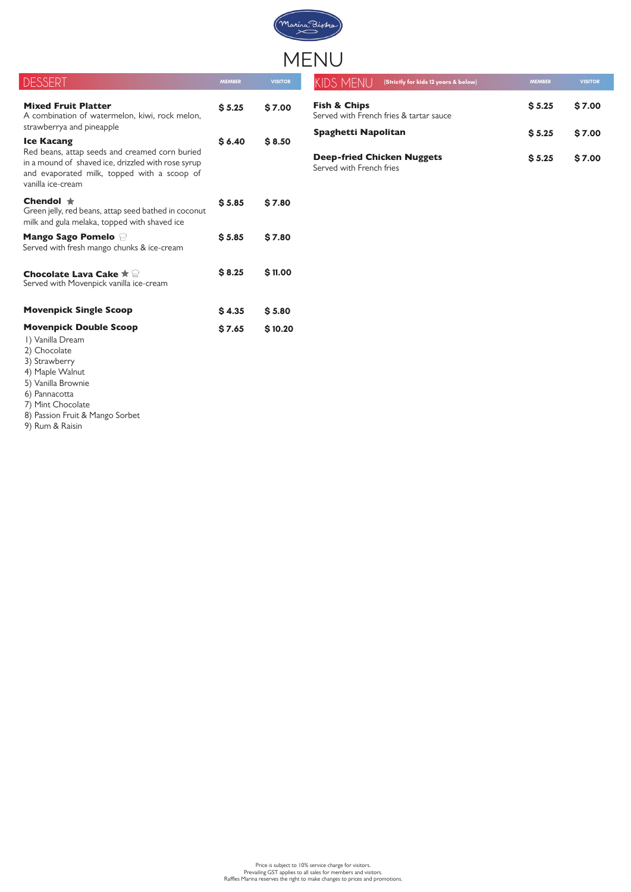# MENU

## DESSERT

| | MEMBER | VISITOR |
|---|---|---|
| **Mixed Fruit Platter**<br>A combination of watermelon, kiwi, rock melon, strawberrya and pineapple | $ 5.25 | $ 7.00 |
| **Ice Kacang**<br>Red beans, attap seeds and creamed corn buried in a mound of shaved ice, drizzled with rose syrup and evaporated milk, topped with a scoop of vanilla ice-cream | $ 6.40 | $ 8.50 |
| **Chendol** ★<br>Green jelly, red beans, attap seed bathed in coconut milk and gula melaka, topped with shaved ice | $ 5.85 | $ 7.80 |
| **Mango Sago Pomelo**<br>Served with fresh mango chunks & ice-cream | $ 5.85 | $ 7.80 |
| **Chocolate Lava Cake** ★<br>Served with Movenpick vanilla ice-cream | $ 8.25 | $ 11.00 |
| **Movenpick Single Scoop** | $ 4.35 | $ 5.80 |
| **Movenpick Double Scoop** | $ 7.65 | $ 10.20 |

1) Vanilla Dream
2) Chocolate
3) Strawberry
4) Maple Walnut
5) Vanilla Brownie
6) Pannacotta
7) Mint Chocolate
8) Passion Fruit & Mango Sorbet
9) Rum & Raisin

## KIDS MENU (Strictly for kids 12 years & below)

| | MEMBER | VISITOR |
|---|---|---|
| **Fish & Chips**<br>Served with French fries & tartar sauce | $ 5.25 | $ 7.00 |
| **Spaghetti Napolitan** | $ 5.25 | $ 7.00 |
| **Deep-fried Chicken Nuggets**<br>Served with French fries | $ 5.25 | $ 7.00 |

Price is subject to 10% service charge for visitors.
Prevailing GST applies to all sales for members and visitors.
Raffles Marina reserves the right to make changes to prices and promotions.